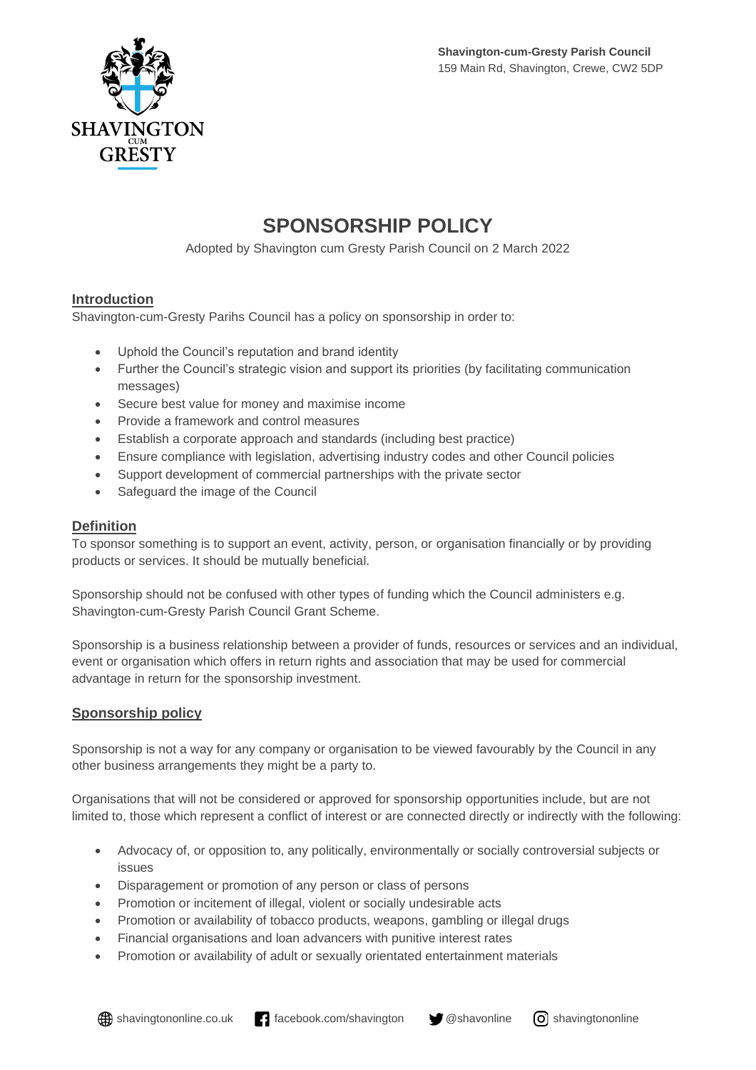**Shavington-cum-Gresty Parish Council**
159 Main Rd, Shavington, Crewe, CW2 5DP

# SPONSORSHIP POLICY

Adopted by Shavington cum Gresty Parish Council on 2 March 2022

## Introduction

Shavington-cum-Gresty Parihs Council has a policy on sponsorship in order to:

- Uphold the Council's reputation and brand identity
- Further the Council's strategic vision and support its priorities (by facilitating communication messages)
- Secure best value for money and maximise income
- Provide a framework and control measures
- Establish a corporate approach and standards (including best practice)
- Ensure compliance with legislation, advertising industry codes and other Council policies
- Support development of commercial partnerships with the private sector
- Safeguard the image of the Council

## Definition

To sponsor something is to support an event, activity, person, or organisation financially or by providing products or services. It should be mutually beneficial.

Sponsorship should not be confused with other types of funding which the Council administers e.g. Shavington-cum-Gresty Parish Council Grant Scheme.

Sponsorship is a business relationship between a provider of funds, resources or services and an individual, event or organisation which offers in return rights and association that may be used for commercial advantage in return for the sponsorship investment.

## Sponsorship policy

Sponsorship is not a way for any company or organisation to be viewed favourably by the Council in any other business arrangements they might be a party to.

Organisations that will not be considered or approved for sponsorship opportunities include, but are not limited to, those which represent a conflict of interest or are connected directly or indirectly with the following:

- Advocacy of, or opposition to, any politically, environmentally or socially controversial subjects or issues
- Disparagement or promotion of any person or class of persons
- Promotion or incitement of illegal, violent or socially undesirable acts
- Promotion or availability of tobacco products, weapons, gambling or illegal drugs
- Financial organisations and loan advancers with punitive interest rates
- Promotion or availability of adult or sexually orientated entertainment materials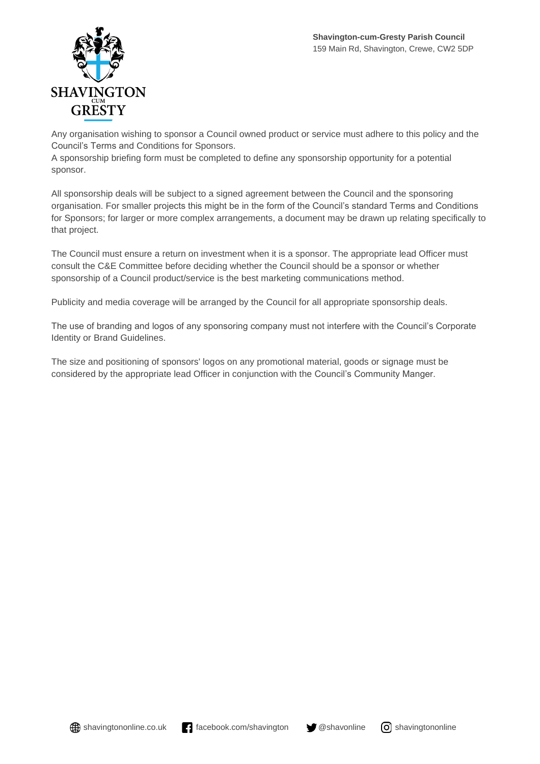Any organisation wishing to sponsor a Council owned product or service must adhere to this policy and the Council's Terms and Conditions for Sponsors.
A sponsorship briefing form must be completed to define any sponsorship opportunity for a potential sponsor.

All sponsorship deals will be subject to a signed agreement between the Council and the sponsoring organisation. For smaller projects this might be in the form of the Council's standard Terms and Conditions for Sponsors; for larger or more complex arrangements, a document may be drawn up relating specifically to that project.

The Council must ensure a return on investment when it is a sponsor. The appropriate lead Officer must consult the C&E Committee before deciding whether the Council should be a sponsor or whether sponsorship of a Council product/service is the best marketing communications method.

Publicity and media coverage will be arranged by the Council for all appropriate sponsorship deals.

The use of branding and logos of any sponsoring company must not interfere with the Council's Corporate Identity or Brand Guidelines.

The size and positioning of sponsors' logos on any promotional material, goods or signage must be considered by the appropriate lead Officer in conjunction with the Council's Community Manger.